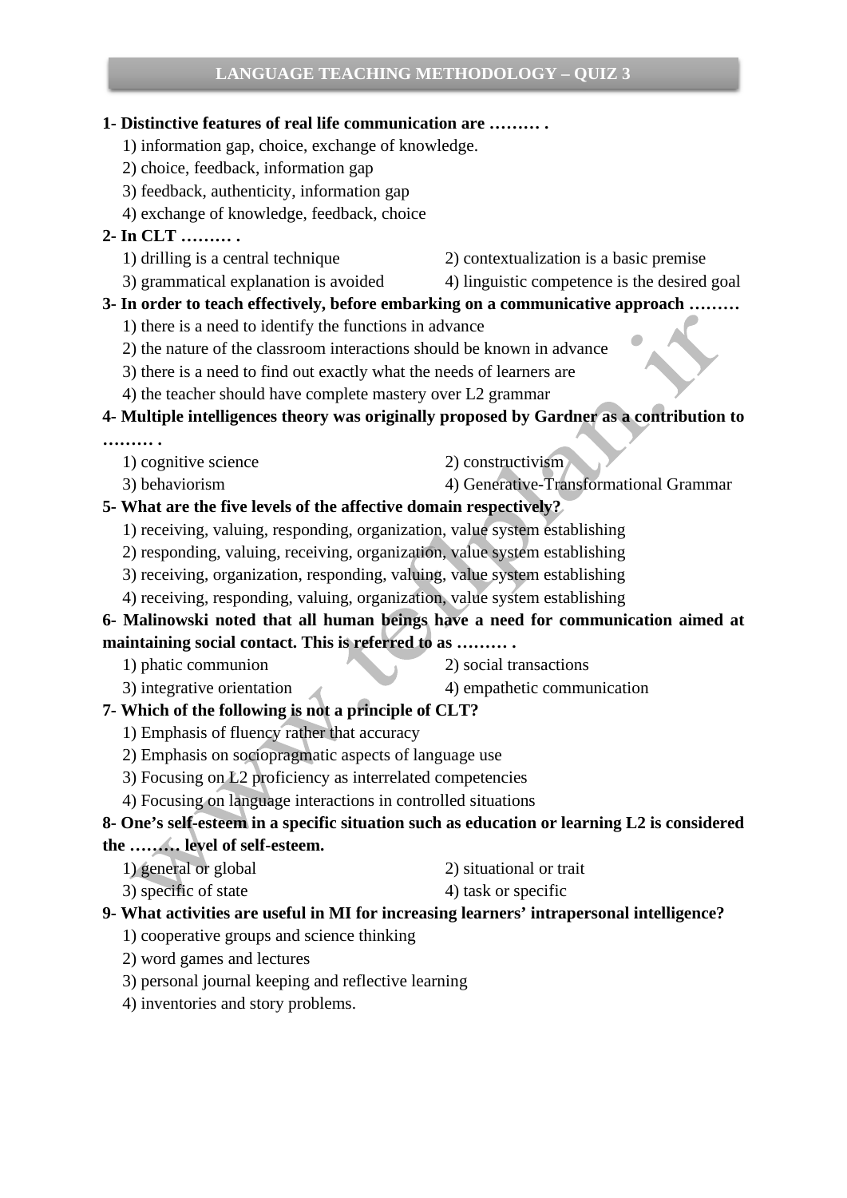# LANGUAGE TEACHING METHODOLOGY – QUIZ 3

**1- Distinctive features of real life communication are ……… .**

1) information gap, choice, exchange of knowledge.
2) choice, feedback, information gap
3) feedback, authenticity, information gap
4) exchange of knowledge, feedback, choice

**2- In CLT ……… .**

1) drilling is a central technique
2) contextualization is a basic premise
3) grammatical explanation is avoided
4) linguistic competence is the desired goal

**3- In order to teach effectively, before embarking on a communicative approach ………**

1) there is a need to identify the functions in advance
2) the nature of the classroom interactions should be known in advance
3) there is a need to find out exactly what the needs of learners are
4) the teacher should have complete mastery over L2 grammar

**4- Multiple intelligences theory was originally proposed by Gardner as a contribution to ……… .**

1) cognitive science
2) constructivism
3) behaviorism
4) Generative-Transformational Grammar

**5- What are the five levels of the affective domain respectively?**

1) receiving, valuing, responding, organization, value system establishing
2) responding, valuing, receiving, organization, value system establishing
3) receiving, organization, responding, valuing, value system establishing
4) receiving, responding, valuing, organization, value system establishing

**6- Malinowski noted that all human beings have a need for communication aimed at maintaining social contact. This is referred to as ……… .**

1) phatic communion
2) social transactions
3) integrative orientation
4) empathetic communication

**7- Which of the following is not a principle of CLT?**

1) Emphasis of fluency rather that accuracy
2) Emphasis on sociopragmatic aspects of language use
3) Focusing on L2 proficiency as interrelated competencies
4) Focusing on language interactions in controlled situations

**8- One's self-esteem in a specific situation such as education or learning L2 is considered the ……… level of self-esteem.**

1) general or global
2) situational or trait
3) specific of state
4) task or specific

**9- What activities are useful in MI for increasing learners' intrapersonal intelligence?**

1) cooperative groups and science thinking
2) word games and lectures
3) personal journal keeping and reflective learning
4) inventories and story problems.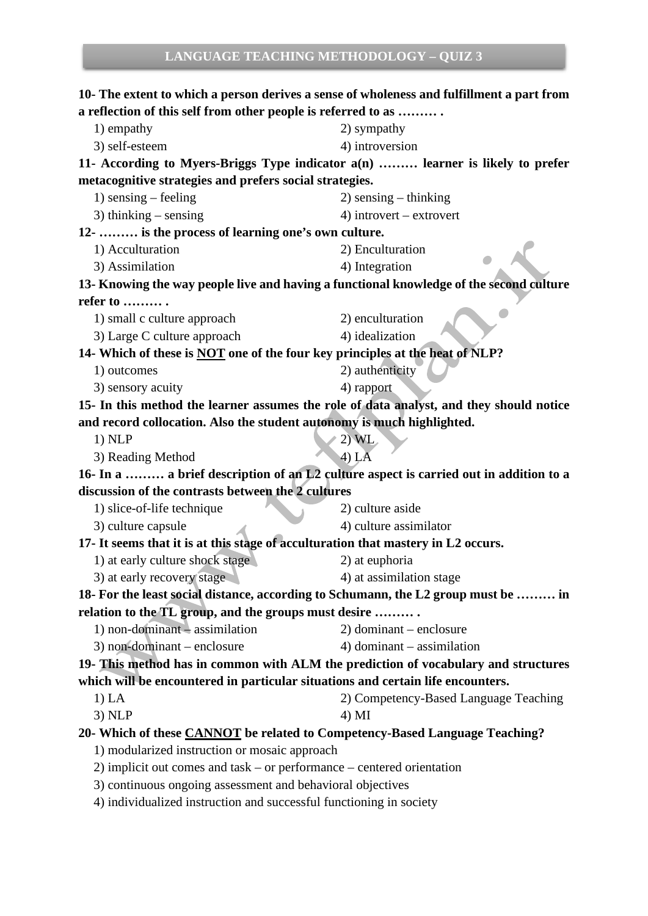**10- The extent to which a person derives a sense of wholeness and fulfillment a part from a reflection of this self from other people is referred to as ……… .**

1) empathy
2) sympathy
3) self-esteem
4) introversion

**11- According to Myers-Briggs Type indicator a(n) ……… learner is likely to prefer metacognitive strategies and prefers social strategies.**

1) sensing – feeling
2) sensing – thinking
3) thinking – sensing
4) introvert – extrovert

**12- ……… is the process of learning one's own culture.**

1) Acculturation
2) Enculturation
3) Assimilation
4) Integration

**13- Knowing the way people live and having a functional knowledge of the second culture refer to ……… .**

1) small c culture approach
2) enculturation
3) Large C culture approach
4) idealization

**14- Which of these is <u>NOT</u> one of the four key principles at the heat of NLP?**

1) outcomes
2) authenticity
3) sensory acuity
4) rapport

**15- In this method the learner assumes the role of data analyst, and they should notice and record collocation. Also the student autonomy is much highlighted.**

1) NLP
2) WL
3) Reading Method
4) LA

**16- In a ……… a brief description of an L2 culture aspect is carried out in addition to a discussion of the contrasts between the 2 cultures**

1) slice-of-life technique
2) culture aside
3) culture capsule
4) culture assimilator

**17- It seems that it is at this stage of acculturation that mastery in L2 occurs.**

1) at early culture shock stage
2) at euphoria
3) at early recovery stage
4) at assimilation stage

**18- For the least social distance, according to Schumann, the L2 group must be ……… in relation to the TL group, and the groups must desire ……… .**

1) non-dominant – assimilation
2) dominant – enclosure
3) non-dominant – enclosure
4) dominant – assimilation

**19- This method has in common with ALM the prediction of vocabulary and structures which will be encountered in particular situations and certain life encounters.**

1) LA
2) Competency-Based Language Teaching
3) NLP
4) MI

**20- Which of these <u>CANNOT</u> be related to Competency-Based Language Teaching?**

1) modularized instruction or mosaic approach
2) implicit out comes and task – or performance – centered orientation
3) continuous ongoing assessment and behavioral objectives
4) individualized instruction and successful functioning in society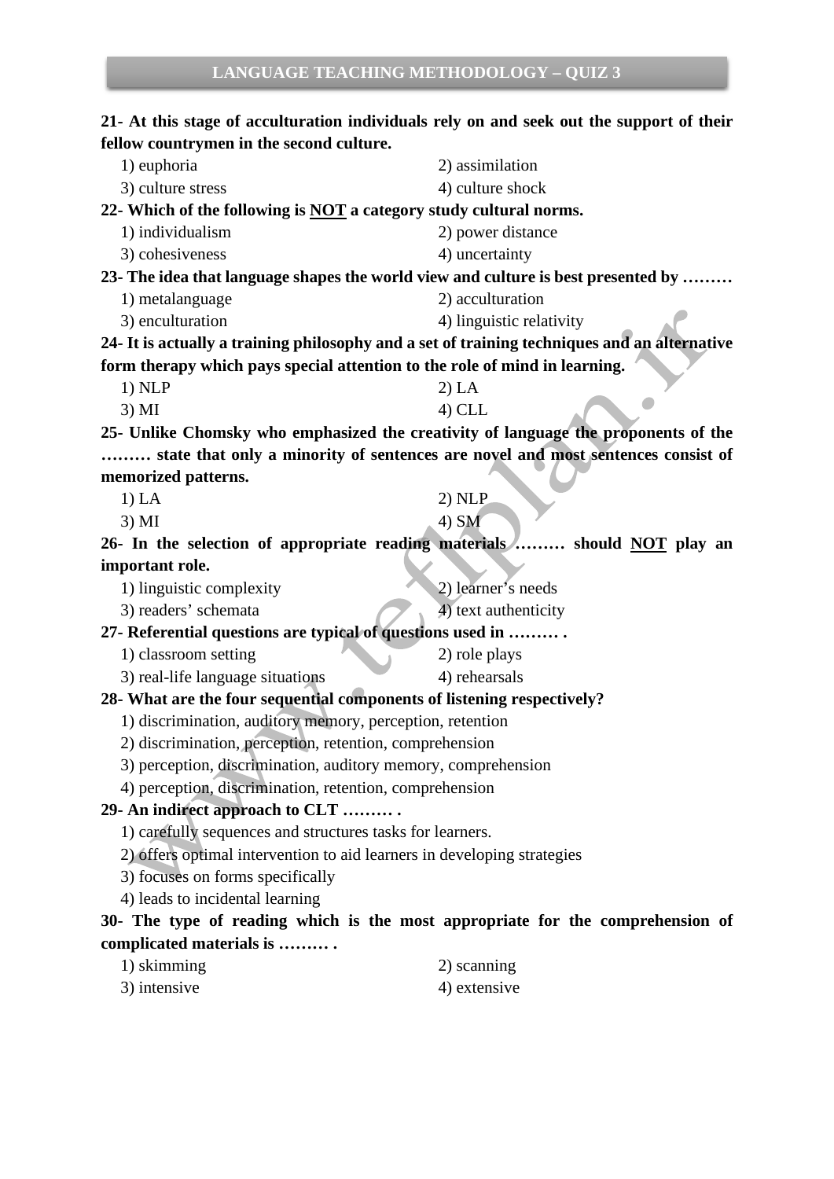**21- At this stage of acculturation individuals rely on and seek out the support of their fellow countrymen in the second culture.**

1) euphoria
2) assimilation
3) culture stress
4) culture shock

**22- Which of the following is <u>NOT</u> a category study cultural norms.**

1) individualism
2) power distance
3) cohesiveness
4) uncertainty

**23- The idea that language shapes the world view and culture is best presented by ………**

1) metalanguage
2) acculturation
3) enculturation
4) linguistic relativity

**24- It is actually a training philosophy and a set of training techniques and an alternative form therapy which pays special attention to the role of mind in learning.**

1) NLP
2) LA
3) MI
4) CLL

**25- Unlike Chomsky who emphasized the creativity of language the proponents of the ……… state that only a minority of sentences are novel and most sentences consist of memorized patterns.**

1) LA
2) NLP
3) MI
4) SM

**26- In the selection of appropriate reading materials ……… should <u>NOT</u> play an important role.**

1) linguistic complexity
2) learner's needs
3) readers' schemata
4) text authenticity

**27- Referential questions are typical of questions used in ……… .**

1) classroom setting
2) role plays
3) real-life language situations
4) rehearsals

**28- What are the four sequential components of listening respectively?**

1) discrimination, auditory memory, perception, retention
2) discrimination, perception, retention, comprehension
3) perception, discrimination, auditory memory, comprehension
4) perception, discrimination, retention, comprehension

**29- An indirect approach to CLT ……… .**

1) carefully sequences and structures tasks for learners.
2) offers optimal intervention to aid learners in developing strategies
3) focuses on forms specifically
4) leads to incidental learning

**30- The type of reading which is the most appropriate for the comprehension of complicated materials is ……… .**

1) skimming
2) scanning
3) intensive
4) extensive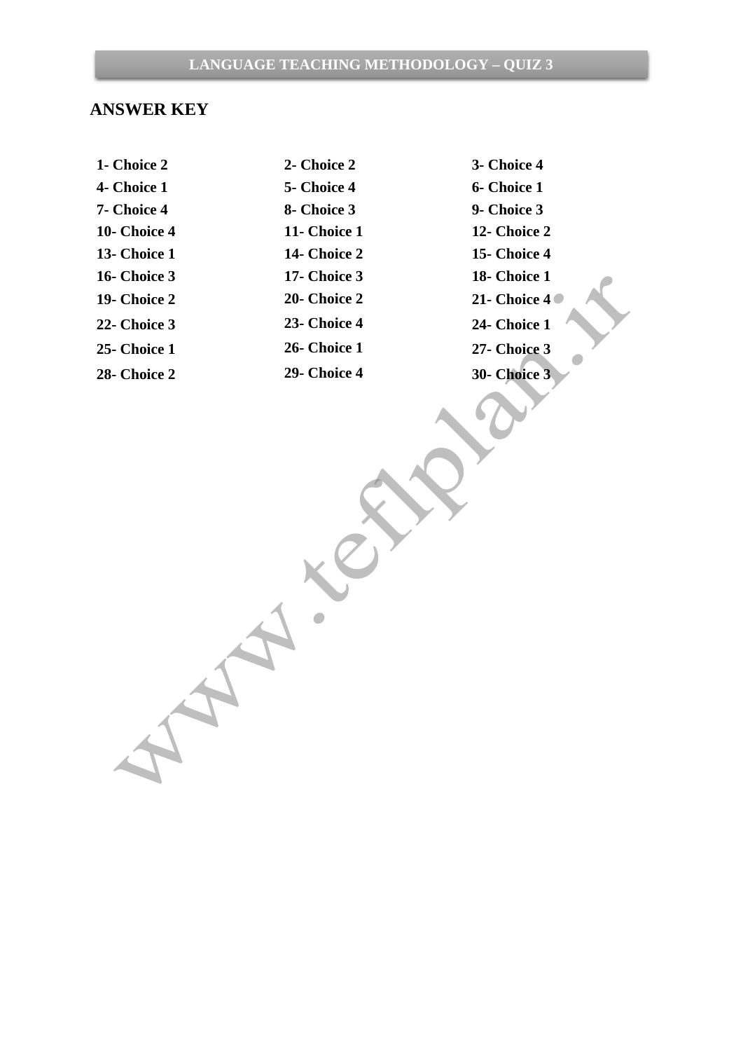## ANSWER KEY

| | | |
|---|---|---|
| **1- Choice 2** | **2- Choice 2** | **3- Choice 4** |
| **4- Choice 1** | **5- Choice 4** | **6- Choice 1** |
| **7- Choice 4** | **8- Choice 3** | **9- Choice 3** |
| **10- Choice 4** | **11- Choice 1** | **12- Choice 2** |
| **13- Choice 1** | **14- Choice 2** | **15- Choice 4** |
| **16- Choice 3** | **17- Choice 3** | **18- Choice 1** |
| **19- Choice 2** | **20- Choice 2** | **21- Choice 4** |
| **22- Choice 3** | **23- Choice 4** | **24- Choice 1** |
| **25- Choice 1** | **26- Choice 1** | **27- Choice 3** |
| **28- Choice 2** | **29- Choice 4** | **30- Choice 3** |